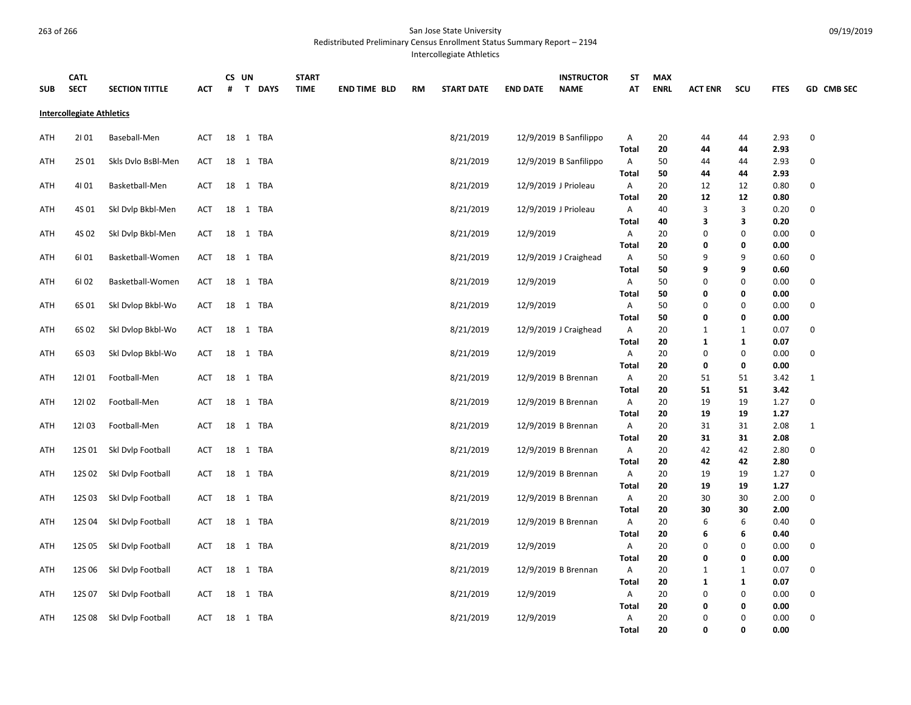San Jose State University
Redistributed Preliminary Census Enrollment Status Summary Report – 2194
Intercollegiate Athletics

| SUB | CATL SECT | SECTION TITTLE | ACT | CS # | UN T | DAYS | START TIME | END TIME | BLD | RM | START DATE | END DATE | INSTRUCTOR NAME | ST AT | MAX ENRL | ACT ENR | SCU | FTES | GD | CMB SEC |
|---|---|---|---|---|---|---|---|---|---|---|---|---|---|---|---|---|---|---|---|---|
| **Intercollegiate Athletics** | | | | | | | | | | | | | | | | | | | | |
| ATH | 2I 01 | Baseball-Men | ACT | 18 | 1 | TBA | | | | | 8/21/2019 | 12/9/2019 | B Sanfilippo | A | 20 | 44 | 44 | 2.93 | 0 | |
| | | | | | | | | | | | | | | **Total** | **20** | **44** | **44** | **2.93** | | |
| ATH | 2S 01 | Skls Dvlo BsBl-Men | ACT | 18 | 1 | TBA | | | | | 8/21/2019 | 12/9/2019 | B Sanfilippo | A | 50 | 44 | 44 | 2.93 | 0 | |
| | | | | | | | | | | | | | | **Total** | **50** | **44** | **44** | **2.93** | | |
| ATH | 4I 01 | Basketball-Men | ACT | 18 | 1 | TBA | | | | | 8/21/2019 | 12/9/2019 | J Prioleau | A | 20 | 12 | 12 | 0.80 | 0 | |
| | | | | | | | | | | | | | | **Total** | **20** | **12** | **12** | **0.80** | | |
| ATH | 4S 01 | Skl Dvlp Bkbl-Men | ACT | 18 | 1 | TBA | | | | | 8/21/2019 | 12/9/2019 | J Prioleau | A | 40 | 3 | 3 | 0.20 | 0 | |
| | | | | | | | | | | | | | | **Total** | **40** | **3** | **3** | **0.20** | | |
| ATH | 4S 02 | Skl Dvlp Bkbl-Men | ACT | 18 | 1 | TBA | | | | | 8/21/2019 | 12/9/2019 | | A | 20 | 0 | 0 | 0.00 | 0 | |
| | | | | | | | | | | | | | | **Total** | **20** | **0** | **0** | **0.00** | | |
| ATH | 6I 01 | Basketball-Women | ACT | 18 | 1 | TBA | | | | | 8/21/2019 | 12/9/2019 | J Craighead | A | 50 | 9 | 9 | 0.60 | 0 | |
| | | | | | | | | | | | | | | **Total** | **50** | **9** | **9** | **0.60** | | |
| ATH | 6I 02 | Basketball-Women | ACT | 18 | 1 | TBA | | | | | 8/21/2019 | 12/9/2019 | | A | 50 | 0 | 0 | 0.00 | 0 | |
| | | | | | | | | | | | | | | **Total** | **50** | **0** | **0** | **0.00** | | |
| ATH | 6S 01 | Skl Dvlop Bkbl-Wo | ACT | 18 | 1 | TBA | | | | | 8/21/2019 | 12/9/2019 | | A | 50 | 0 | 0 | 0.00 | 0 | |
| | | | | | | | | | | | | | | **Total** | **50** | **0** | **0** | **0.00** | | |
| ATH | 6S 02 | Skl Dvlop Bkbl-Wo | ACT | 18 | 1 | TBA | | | | | 8/21/2019 | 12/9/2019 | J Craighead | A | 20 | 1 | 1 | 0.07 | 0 | |
| | | | | | | | | | | | | | | **Total** | **20** | **1** | **1** | **0.07** | | |
| ATH | 6S 03 | Skl Dvlop Bkbl-Wo | ACT | 18 | 1 | TBA | | | | | 8/21/2019 | 12/9/2019 | | A | 20 | 0 | 0 | 0.00 | 0 | |
| | | | | | | | | | | | | | | **Total** | **20** | **0** | **0** | **0.00** | | |
| ATH | 12I 01 | Football-Men | ACT | 18 | 1 | TBA | | | | | 8/21/2019 | 12/9/2019 | B Brennan | A | 20 | 51 | 51 | 3.42 | 1 | |
| | | | | | | | | | | | | | | **Total** | **20** | **51** | **51** | **3.42** | | |
| ATH | 12I 02 | Football-Men | ACT | 18 | 1 | TBA | | | | | 8/21/2019 | 12/9/2019 | B Brennan | A | 20 | 19 | 19 | 1.27 | 0 | |
| | | | | | | | | | | | | | | **Total** | **20** | **19** | **19** | **1.27** | | |
| ATH | 12I 03 | Football-Men | ACT | 18 | 1 | TBA | | | | | 8/21/2019 | 12/9/2019 | B Brennan | A | 20 | 31 | 31 | 2.08 | 1 | |
| | | | | | | | | | | | | | | **Total** | **20** | **31** | **31** | **2.08** | | |
| ATH | 12S 01 | Skl Dvlp Football | ACT | 18 | 1 | TBA | | | | | 8/21/2019 | 12/9/2019 | B Brennan | A | 20 | 42 | 42 | 2.80 | 0 | |
| | | | | | | | | | | | | | | **Total** | **20** | **42** | **42** | **2.80** | | |
| ATH | 12S 02 | Skl Dvlp Football | ACT | 18 | 1 | TBA | | | | | 8/21/2019 | 12/9/2019 | B Brennan | A | 20 | 19 | 19 | 1.27 | 0 | |
| | | | | | | | | | | | | | | **Total** | **20** | **19** | **19** | **1.27** | | |
| ATH | 12S 03 | Skl Dvlp Football | ACT | 18 | 1 | TBA | | | | | 8/21/2019 | 12/9/2019 | B Brennan | A | 20 | 30 | 30 | 2.00 | 0 | |
| | | | | | | | | | | | | | | **Total** | **20** | **30** | **30** | **2.00** | | |
| ATH | 12S 04 | Skl Dvlp Football | ACT | 18 | 1 | TBA | | | | | 8/21/2019 | 12/9/2019 | B Brennan | A | 20 | 6 | 6 | 0.40 | 0 | |
| | | | | | | | | | | | | | | **Total** | **20** | **6** | **6** | **0.40** | | |
| ATH | 12S 05 | Skl Dvlp Football | ACT | 18 | 1 | TBA | | | | | 8/21/2019 | 12/9/2019 | | A | 20 | 0 | 0 | 0.00 | 0 | |
| | | | | | | | | | | | | | | **Total** | **20** | **0** | **0** | **0.00** | | |
| ATH | 12S 06 | Skl Dvlp Football | ACT | 18 | 1 | TBA | | | | | 8/21/2019 | 12/9/2019 | B Brennan | A | 20 | 1 | 1 | 0.07 | 0 | |
| | | | | | | | | | | | | | | **Total** | **20** | **1** | **1** | **0.07** | | |
| ATH | 12S 07 | Skl Dvlp Football | ACT | 18 | 1 | TBA | | | | | 8/21/2019 | 12/9/2019 | | A | 20 | 0 | 0 | 0.00 | 0 | |
| | | | | | | | | | | | | | | **Total** | **20** | **0** | **0** | **0.00** | | |
| ATH | 12S 08 | Skl Dvlp Football | ACT | 18 | 1 | TBA | | | | | 8/21/2019 | 12/9/2019 | | A | 20 | 0 | 0 | 0.00 | 0 | |
| | | | | | | | | | | | | | | **Total** | **20** | **0** | **0** | **0.00** | | |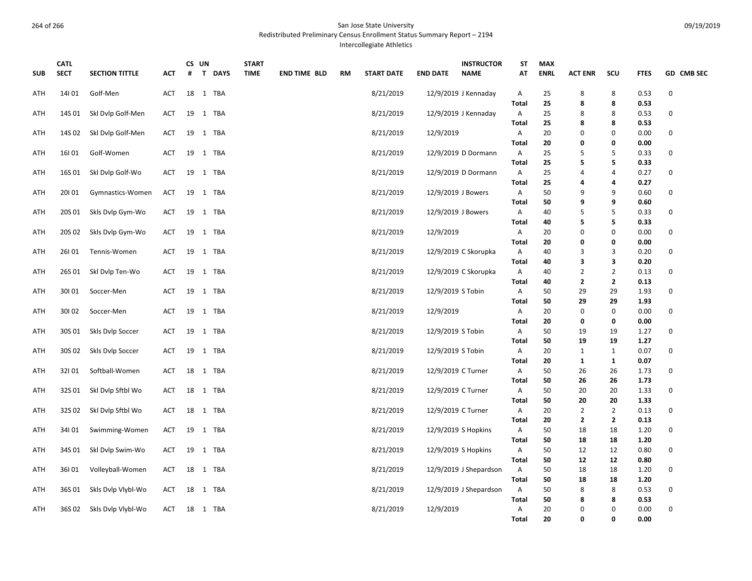San Jose State University
Redistributed Preliminary Census Enrollment Status Summary Report – 2194
Intercollegiate Athletics

| SUB | CATL SECT | SECTION TITTLE | ACT | CS # | UN T | DAYS | START TIME | END TIME | BLD | RM | START DATE | END DATE | INSTRUCTOR NAME | ST AT | MAX ENRL | ACT ENR | SCU | FTES | GD | CMB SEC |
|---|---|---|---|---|---|---|---|---|---|---|---|---|---|---|---|---|---|---|---|---|
| ATH | 14I 01 | Golf-Men | ACT | 18 | 1 | TBA | | | | | 8/21/2019 | 12/9/2019 | J Kennaday | A | 25 | 8 | 8 | 0.53 | 0 | |
| | | | | | | | | | | | | | | **Total** | **25** | **8** | **8** | **0.53** | | |
| ATH | 14S 01 | Skl Dvlp Golf-Men | ACT | 19 | 1 | TBA | | | | | 8/21/2019 | 12/9/2019 | J Kennaday | A | 25 | 8 | 8 | 0.53 | 0 | |
| | | | | | | | | | | | | | | **Total** | **25** | **8** | **8** | **0.53** | | |
| ATH | 14S 02 | Skl Dvlp Golf-Men | ACT | 19 | 1 | TBA | | | | | 8/21/2019 | 12/9/2019 | | A | 20 | 0 | 0 | 0.00 | 0 | |
| | | | | | | | | | | | | | | **Total** | **20** | **0** | **0** | **0.00** | | |
| ATH | 16I 01 | Golf-Women | ACT | 19 | 1 | TBA | | | | | 8/21/2019 | 12/9/2019 | D Dormann | A | 25 | 5 | 5 | 0.33 | 0 | |
| | | | | | | | | | | | | | | **Total** | **25** | **5** | **5** | **0.33** | | |
| ATH | 16S 01 | Skl Dvlp Golf-Wo | ACT | 19 | 1 | TBA | | | | | 8/21/2019 | 12/9/2019 | D Dormann | A | 25 | 4 | 4 | 0.27 | 0 | |
| | | | | | | | | | | | | | | **Total** | **25** | **4** | **4** | **0.27** | | |
| ATH | 20I 01 | Gymnastics-Women | ACT | 19 | 1 | TBA | | | | | 8/21/2019 | 12/9/2019 | J Bowers | A | 50 | 9 | 9 | 0.60 | 0 | |
| | | | | | | | | | | | | | | **Total** | **50** | **9** | **9** | **0.60** | | |
| ATH | 20S 01 | Skls Dvlp Gym-Wo | ACT | 19 | 1 | TBA | | | | | 8/21/2019 | 12/9/2019 | J Bowers | A | 40 | 5 | 5 | 0.33 | 0 | |
| | | | | | | | | | | | | | | **Total** | **40** | **5** | **5** | **0.33** | | |
| ATH | 20S 02 | Skls Dvlp Gym-Wo | ACT | 19 | 1 | TBA | | | | | 8/21/2019 | 12/9/2019 | | A | 20 | 0 | 0 | 0.00 | 0 | |
| | | | | | | | | | | | | | | **Total** | **20** | **0** | **0** | **0.00** | | |
| ATH | 26I 01 | Tennis-Women | ACT | 19 | 1 | TBA | | | | | 8/21/2019 | 12/9/2019 | C Skorupka | A | 40 | 3 | 3 | 0.20 | 0 | |
| | | | | | | | | | | | | | | **Total** | **40** | **3** | **3** | **0.20** | | |
| ATH | 26S 01 | Skl Dvlp Ten-Wo | ACT | 19 | 1 | TBA | | | | | 8/21/2019 | 12/9/2019 | C Skorupka | A | 40 | 2 | 2 | 0.13 | 0 | |
| | | | | | | | | | | | | | | **Total** | **40** | **2** | **2** | **0.13** | | |
| ATH | 30I 01 | Soccer-Men | ACT | 19 | 1 | TBA | | | | | 8/21/2019 | 12/9/2019 | S Tobin | A | 50 | 29 | 29 | 1.93 | 0 | |
| | | | | | | | | | | | | | | **Total** | **50** | **29** | **29** | **1.93** | | |
| ATH | 30I 02 | Soccer-Men | ACT | 19 | 1 | TBA | | | | | 8/21/2019 | 12/9/2019 | | A | 20 | 0 | 0 | 0.00 | 0 | |
| | | | | | | | | | | | | | | **Total** | **20** | **0** | **0** | **0.00** | | |
| ATH | 30S 01 | Skls Dvlp Soccer | ACT | 19 | 1 | TBA | | | | | 8/21/2019 | 12/9/2019 | S Tobin | A | 50 | 19 | 19 | 1.27 | 0 | |
| | | | | | | | | | | | | | | **Total** | **50** | **19** | **19** | **1.27** | | |
| ATH | 30S 02 | Skls Dvlp Soccer | ACT | 19 | 1 | TBA | | | | | 8/21/2019 | 12/9/2019 | S Tobin | A | 20 | 1 | 1 | 0.07 | 0 | |
| | | | | | | | | | | | | | | **Total** | **20** | **1** | **1** | **0.07** | | |
| ATH | 32I 01 | Softball-Women | ACT | 18 | 1 | TBA | | | | | 8/21/2019 | 12/9/2019 | C Turner | A | 50 | 26 | 26 | 1.73 | 0 | |
| | | | | | | | | | | | | | | **Total** | **50** | **26** | **26** | **1.73** | | |
| ATH | 32S 01 | Skl Dvlp Sftbl Wo | ACT | 18 | 1 | TBA | | | | | 8/21/2019 | 12/9/2019 | C Turner | A | 50 | 20 | 20 | 1.33 | 0 | |
| | | | | | | | | | | | | | | **Total** | **50** | **20** | **20** | **1.33** | | |
| ATH | 32S 02 | Skl Dvlp Sftbl Wo | ACT | 18 | 1 | TBA | | | | | 8/21/2019 | 12/9/2019 | C Turner | A | 20 | 2 | 2 | 0.13 | 0 | |
| | | | | | | | | | | | | | | **Total** | **20** | **2** | **2** | **0.13** | | |
| ATH | 34I 01 | Swimming-Women | ACT | 19 | 1 | TBA | | | | | 8/21/2019 | 12/9/2019 | S Hopkins | A | 50 | 18 | 18 | 1.20 | 0 | |
| | | | | | | | | | | | | | | **Total** | **50** | **18** | **18** | **1.20** | | |
| ATH | 34S 01 | Skl Dvlp Swim-Wo | ACT | 19 | 1 | TBA | | | | | 8/21/2019 | 12/9/2019 | S Hopkins | A | 50 | 12 | 12 | 0.80 | 0 | |
| | | | | | | | | | | | | | | **Total** | **50** | **12** | **12** | **0.80** | | |
| ATH | 36I 01 | Volleyball-Women | ACT | 18 | 1 | TBA | | | | | 8/21/2019 | 12/9/2019 | J Shepardson | A | 50 | 18 | 18 | 1.20 | 0 | |
| | | | | | | | | | | | | | | **Total** | **50** | **18** | **18** | **1.20** | | |
| ATH | 36S 01 | Skls Dvlp Vlybl-Wo | ACT | 18 | 1 | TBA | | | | | 8/21/2019 | 12/9/2019 | J Shepardson | A | 50 | 8 | 8 | 0.53 | 0 | |
| | | | | | | | | | | | | | | **Total** | **50** | **8** | **8** | **0.53** | | |
| ATH | 36S 02 | Skls Dvlp Vlybl-Wo | ACT | 18 | 1 | TBA | | | | | 8/21/2019 | 12/9/2019 | | A | 20 | 0 | 0 | 0.00 | 0 | |
| | | | | | | | | | | | | | | **Total** | **20** | **0** | **0** | **0.00** | | |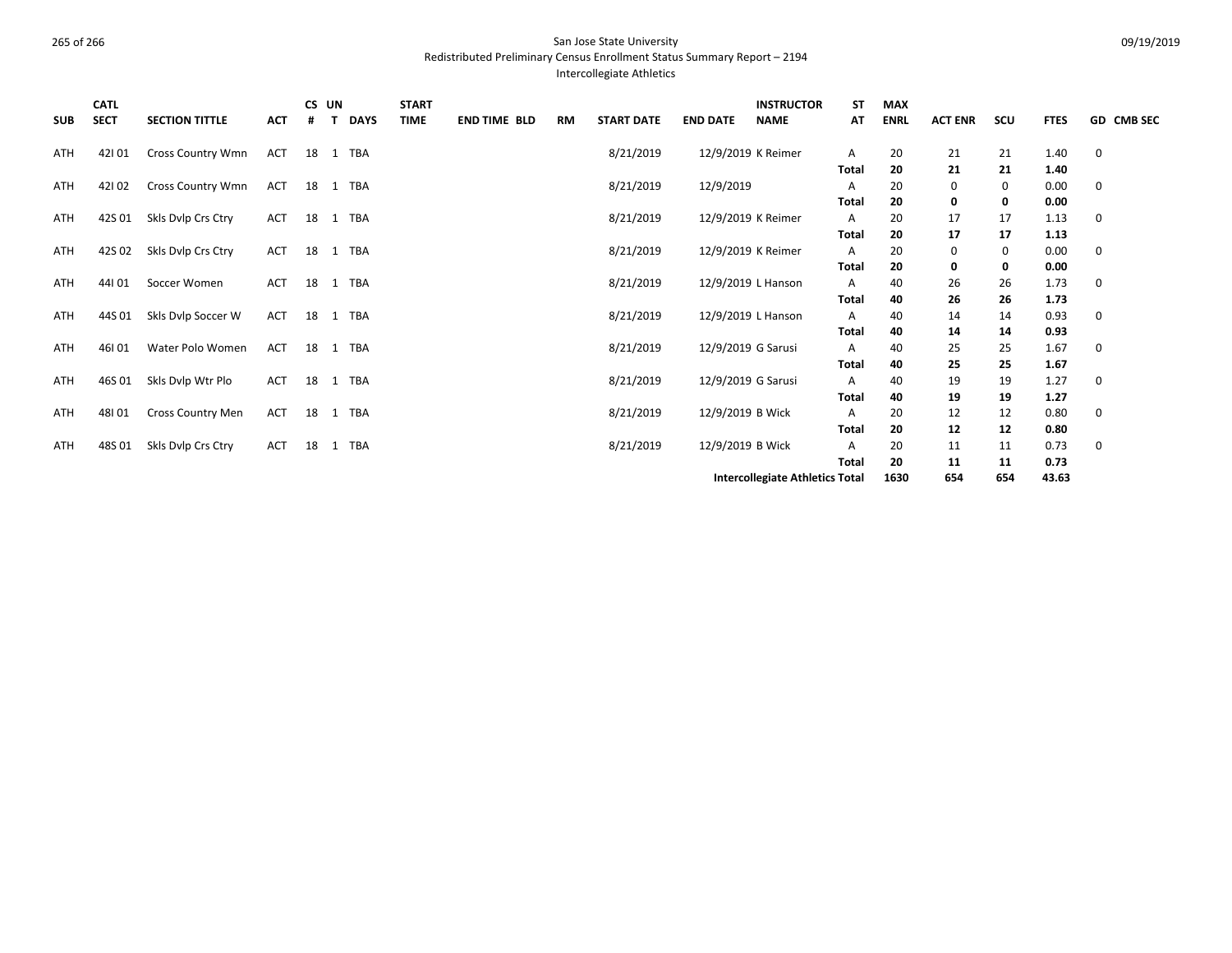## San Jose State University
### Redistributed Preliminary Census Enrollment Status Summary Report – 2194
### Intercollegiate Athletics

| SUB | CATL SECT | SECTION TITTLE | ACT | CS # | UN T | DAYS | START TIME | END TIME | BLD | RM | START DATE | END DATE | INSTRUCTOR NAME | ST AT | MAX ENRL | ACT ENR | SCU | FTES | GD | CMB SEC |
|---|---|---|---|---|---|---|---|---|---|---|---|---|---|---|---|---|---|---|---|---|
| ATH | 42I 01 | Cross Country Wmn | ACT | 18 | 1 | TBA | | | | | 8/21/2019 | 12/9/2019 | K Reimer | A | 20 | 21 | 21 | 1.40 | 0 | |
| | | | | | | | | | | | | | | **Total** | **20** | **21** | **21** | **1.40** | | |
| ATH | 42I 02 | Cross Country Wmn | ACT | 18 | 1 | TBA | | | | | 8/21/2019 | 12/9/2019 | | A | 20 | 0 | 0 | 0.00 | 0 | |
| | | | | | | | | | | | | | | **Total** | **20** | **0** | **0** | **0.00** | | |
| ATH | 42S 01 | Skls Dvlp Crs Ctry | ACT | 18 | 1 | TBA | | | | | 8/21/2019 | 12/9/2019 | K Reimer | A | 20 | 17 | 17 | 1.13 | 0 | |
| | | | | | | | | | | | | | | **Total** | **20** | **17** | **17** | **1.13** | | |
| ATH | 42S 02 | Skls Dvlp Crs Ctry | ACT | 18 | 1 | TBA | | | | | 8/21/2019 | 12/9/2019 | K Reimer | A | 20 | 0 | 0 | 0.00 | 0 | |
| | | | | | | | | | | | | | | **Total** | **20** | **0** | **0** | **0.00** | | |
| ATH | 44I 01 | Soccer Women | ACT | 18 | 1 | TBA | | | | | 8/21/2019 | 12/9/2019 | L Hanson | A | 40 | 26 | 26 | 1.73 | 0 | |
| | | | | | | | | | | | | | | **Total** | **40** | **26** | **26** | **1.73** | | |
| ATH | 44S 01 | Skls Dvlp Soccer W | ACT | 18 | 1 | TBA | | | | | 8/21/2019 | 12/9/2019 | L Hanson | A | 40 | 14 | 14 | 0.93 | 0 | |
| | | | | | | | | | | | | | | **Total** | **40** | **14** | **14** | **0.93** | | |
| ATH | 46I 01 | Water Polo Women | ACT | 18 | 1 | TBA | | | | | 8/21/2019 | 12/9/2019 | G Sarusi | A | 40 | 25 | 25 | 1.67 | 0 | |
| | | | | | | | | | | | | | | **Total** | **40** | **25** | **25** | **1.67** | | |
| ATH | 46S 01 | Skls Dvlp Wtr Plo | ACT | 18 | 1 | TBA | | | | | 8/21/2019 | 12/9/2019 | G Sarusi | A | 40 | 19 | 19 | 1.27 | 0 | |
| | | | | | | | | | | | | | | **Total** | **40** | **19** | **19** | **1.27** | | |
| ATH | 48I 01 | Cross Country Men | ACT | 18 | 1 | TBA | | | | | 8/21/2019 | 12/9/2019 | B Wick | A | 20 | 12 | 12 | 0.80 | 0 | |
| | | | | | | | | | | | | | | **Total** | **20** | **12** | **12** | **0.80** | | |
| ATH | 48S 01 | Skls Dvlp Crs Ctry | ACT | 18 | 1 | TBA | | | | | 8/21/2019 | 12/9/2019 | B Wick | A | 20 | 11 | 11 | 0.73 | 0 | |
| | | | | | | | | | | | | | | **Total** | **20** | **11** | **11** | **0.73** | | |
| | | | | | | | | | | | | | **Intercollegiate Athletics Total** | | **1630** | **654** | **654** | **43.63** | | |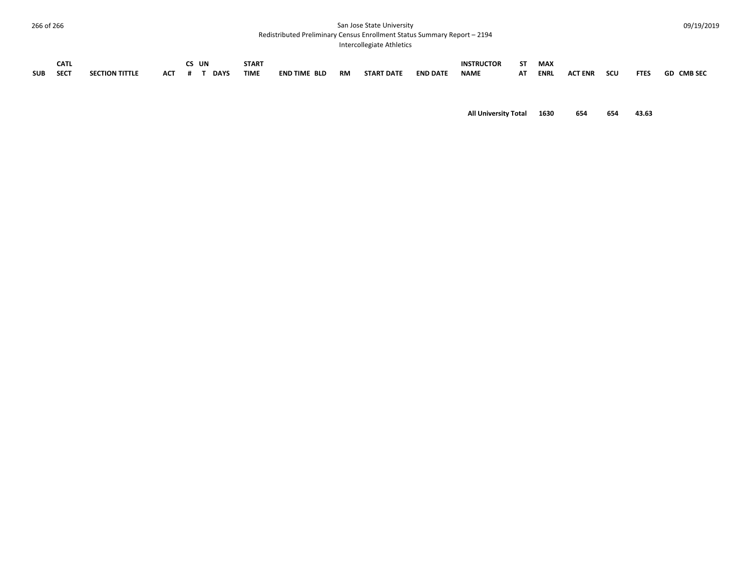| SUB | CATL SECT | SECTION TITTLE | ACT | CS # | UN T | DAYS | START TIME | END TIME | BLD | RM | START DATE | END DATE | INSTRUCTOR NAME | ST AT | MAX ENRL | ACT ENR | SCU | FTES | GD | CMB SEC |
|---|---|---|---|---|---|---|---|---|---|---|---|---|---|---|---|---|---|---|---|---|
| | | | | | | | | | | | | | All University Total | | 1630 | 654 | 654 | 43.63 | | |